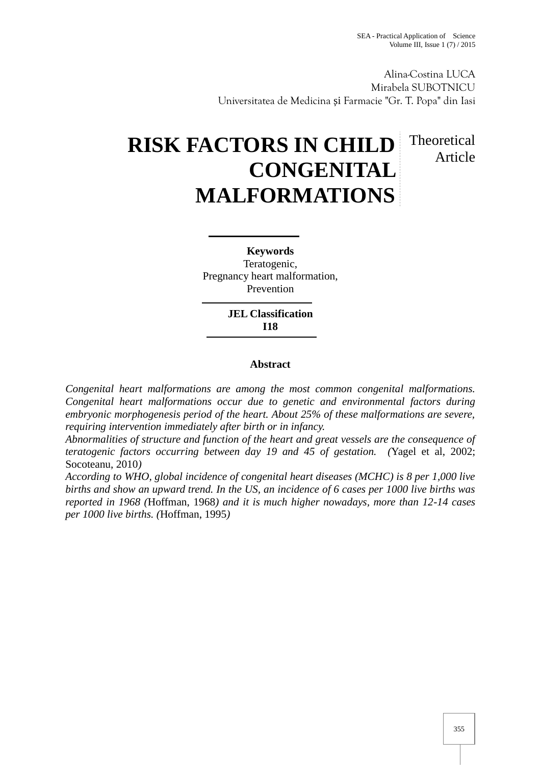Alina-Costina LUCA
Mirabela SUBOTNICU
Universitatea de Medicina și Farmacie "Gr. T. Popa" din Iasi

# RISK FACTORS IN CHILD CONGENITAL MALFORMATIONS

Theoretical Article

**Keywords**
Teratogenic,
Pregnancy heart malformation,
Prevention

**JEL Classification**
**I18**

## Abstract

*Congenital heart malformations are among the most common congenital malformations. Congenital heart malformations occur due to genetic and environmental factors during embryonic morphogenesis period of the heart. About 25% of these malformations are severe, requiring intervention immediately after birth or in infancy.*

*Abnormalities of structure and function of the heart and great vessels are the consequence of teratogenic factors occurring between day 19 and 45 of gestation. (*Yagel et al, 2002; Socoteanu, 2010*)*

*According to WHO, global incidence of congenital heart diseases (MCHC) is 8 per 1,000 live births and show an upward trend. In the US, an incidence of 6 cases per 1000 live births was reported in 1968 (*Hoffman, 1968*) and it is much higher nowadays, more than 12-14 cases per 1000 live births. (*Hoffman, 1995*)*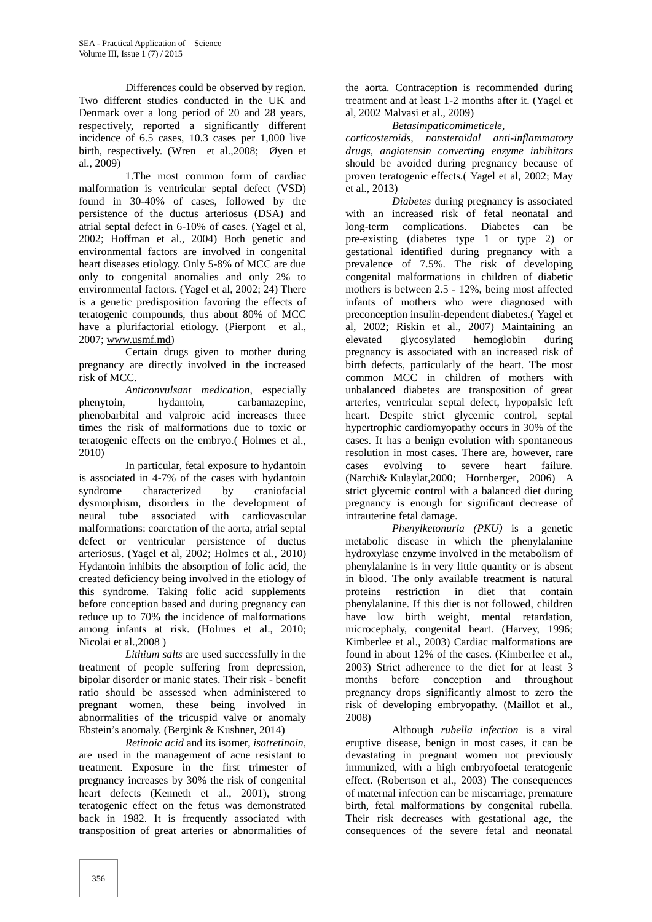Differences could be observed by region. Two different studies conducted in the UK and Denmark over a long period of 20 and 28 years, respectively, reported a significantly different incidence of 6.5 cases, 10.3 cases per 1,000 live birth, respectively. (Wren et al.,2008; Øyen et al., 2009)

1.The most common form of cardiac malformation is ventricular septal defect (VSD) found in 30-40% of cases, followed by the persistence of the ductus arteriosus (DSA) and atrial septal defect in 6-10% of cases. (Yagel et al, 2002; Hoffman et al., 2004) Both genetic and environmental factors are involved in congenital heart diseases etiology. Only 5-8% of MCC are due only to congenital anomalies and only 2% to environmental factors. (Yagel et al, 2002; 24) There is a genetic predisposition favoring the effects of teratogenic compounds, thus about 80% of MCC have a plurifactorial etiology. (Pierpont et al., 2007; www.usmf.md)

Certain drugs given to mother during pregnancy are directly involved in the increased risk of MCC.

*Anticonvulsant medication*, especially phenytoin, hydantoin, carbamazepine, phenobarbital and valproic acid increases three times the risk of malformations due to toxic or teratogenic effects on the embryo.( Holmes et al., 2010)

In particular, fetal exposure to hydantoin is associated in 4-7% of the cases with hydantoin syndrome characterized by craniofacial dysmorphism, disorders in the development of neural tube associated with cardiovascular malformations: coarctation of the aorta, atrial septal defect or ventricular persistence of ductus arteriosus. (Yagel et al, 2002; Holmes et al., 2010) Hydantoin inhibits the absorption of folic acid, the created deficiency being involved in the etiology of this syndrome. Taking folic acid supplements before conception based and during pregnancy can reduce up to 70% the incidence of malformations among infants at risk. (Holmes et al., 2010; Nicolai et al.,2008 )

*Lithium salts* are used successfully in the treatment of people suffering from depression, bipolar disorder or manic states. Their risk - benefit ratio should be assessed when administered to pregnant women, these being involved in abnormalities of the tricuspid valve or anomaly Ebstein's anomaly. (Bergink & Kushner, 2014)

*Retinoic acid* and its isomer, *isotretinoin*, are used in the management of acne resistant to treatment. Exposure in the first trimester of pregnancy increases by 30% the risk of congenital heart defects (Kenneth et al., 2001), strong teratogenic effect on the fetus was demonstrated back in 1982. It is frequently associated with transposition of great arteries or abnormalities of the aorta. Contraception is recommended during treatment and at least 1-2 months after it. (Yagel et al, 2002 Malvasi et al., 2009)

*Betasimpaticomimeticele, corticosteroids, nonsteroidal anti-inflammatory drugs, angiotensin converting enzyme inhibitors* should be avoided during pregnancy because of proven teratogenic effects.( Yagel et al, 2002; May et al., 2013)

*Diabetes* during pregnancy is associated with an increased risk of fetal neonatal and long-term complications. Diabetes can be pre-existing (diabetes type 1 or type 2) or gestational identified during pregnancy with a prevalence of 7.5%. The risk of developing congenital malformations in children of diabetic mothers is between 2.5 - 12%, being most affected infants of mothers who were diagnosed with preconception insulin-dependent diabetes.( Yagel et al, 2002; Riskin et al., 2007) Maintaining an elevated glycosylated hemoglobin during pregnancy is associated with an increased risk of birth defects, particularly of the heart. The most common MCC in children of mothers with unbalanced diabetes are transposition of great arteries, ventricular septal defect, hypopalsic left heart. Despite strict glycemic control, septal hypertrophic cardiomyopathy occurs in 30% of the cases. It has a benign evolution with spontaneous resolution in most cases. There are, however, rare cases evolving to severe heart failure. (Narchi& Kulaylat,2000; Hornberger, 2006) A strict glycemic control with a balanced diet during pregnancy is enough for significant decrease of intrauterine fetal damage.

*Phenylketonuria (PKU)* is a genetic metabolic disease in which the phenylalanine hydroxylase enzyme involved in the metabolism of phenylalanine is in very little quantity or is absent in blood. The only available treatment is natural proteins restriction in diet that contain phenylalanine. If this diet is not followed, children have low birth weight, mental retardation, microcephaly, congenital heart. (Harvey, 1996; Kimberlee et al., 2003) Cardiac malformations are found in about 12% of the cases. (Kimberlee et al., 2003) Strict adherence to the diet for at least 3 months before conception and throughout pregnancy drops significantly almost to zero the risk of developing embryopathy. (Maillot et al., 2008)

Although *rubella infection* is a viral eruptive disease, benign in most cases, it can be devastating in pregnant women not previously immunized, with a high embryofoetal teratogenic effect. (Robertson et al., 2003) The consequences of maternal infection can be miscarriage, premature birth, fetal malformations by congenital rubella. Their risk decreases with gestational age, the consequences of the severe fetal and neonatal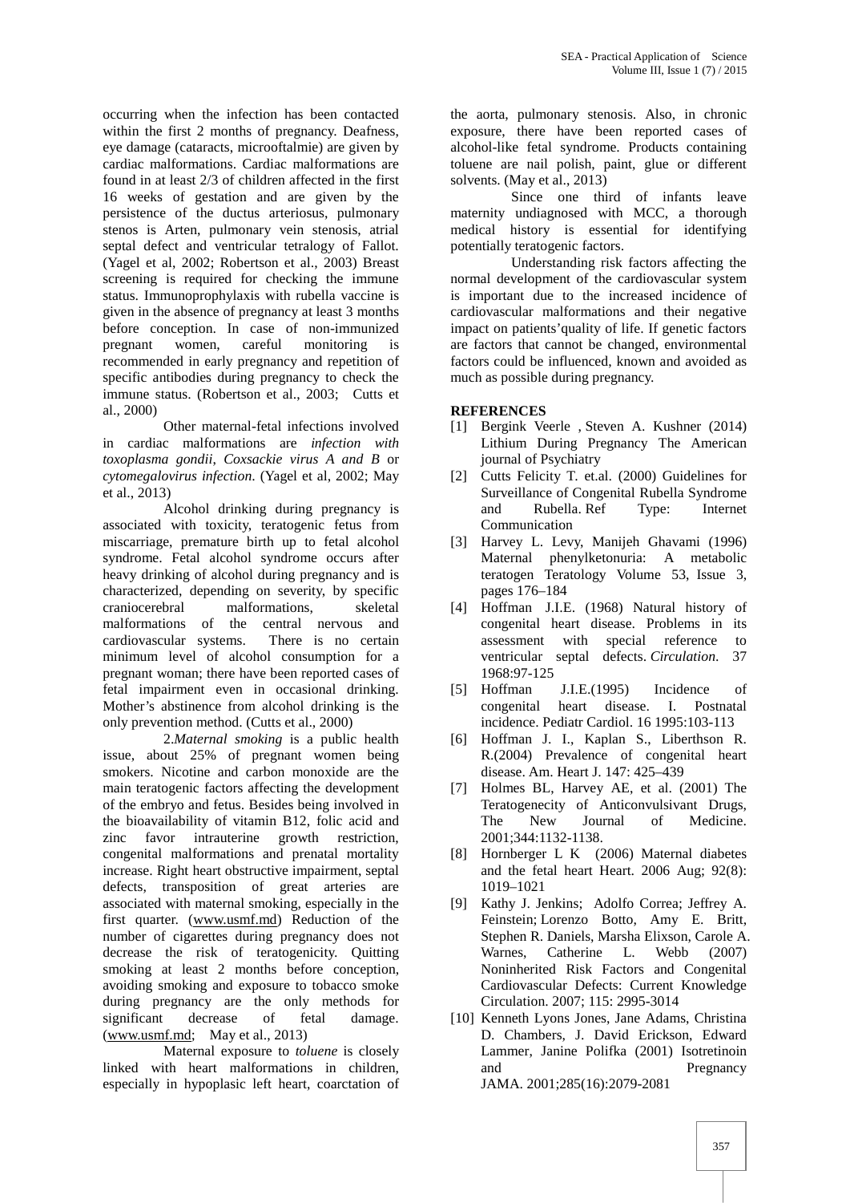occurring when the infection has been contacted within the first 2 months of pregnancy. Deafness, eye damage (cataracts, microoftalmie) are given by cardiac malformations. Cardiac malformations are found in at least 2/3 of children affected in the first 16 weeks of gestation and are given by the persistence of the ductus arteriosus, pulmonary stenos is Arten, pulmonary vein stenosis, atrial septal defect and ventricular tetralogy of Fallot. (Yagel et al, 2002; Robertson et al., 2003) Breast screening is required for checking the immune status. Immunoprophylaxis with rubella vaccine is given in the absence of pregnancy at least 3 months before conception. In case of non-immunized pregnant women, careful monitoring is recommended in early pregnancy and repetition of specific antibodies during pregnancy to check the immune status. (Robertson et al., 2003; Cutts et al., 2000)

Other maternal-fetal infections involved in cardiac malformations are *infection with toxoplasma gondii*, *Coxsackie virus A and B* or *cytomegalovirus infection*. (Yagel et al, 2002; May et al., 2013)

Alcohol drinking during pregnancy is associated with toxicity, teratogenic fetus from miscarriage, premature birth up to fetal alcohol syndrome. Fetal alcohol syndrome occurs after heavy drinking of alcohol during pregnancy and is characterized, depending on severity, by specific craniocerebral malformations, skeletal malformations of the central nervous and cardiovascular systems. There is no certain minimum level of alcohol consumption for a pregnant woman; there have been reported cases of fetal impairment even in occasional drinking. Mother's abstinence from alcohol drinking is the only prevention method. (Cutts et al., 2000)

2.*Maternal smoking* is a public health issue, about 25% of pregnant women being smokers. Nicotine and carbon monoxide are the main teratogenic factors affecting the development of the embryo and fetus. Besides being involved in the bioavailability of vitamin B12, folic acid and zinc favor intrauterine growth restriction, congenital malformations and prenatal mortality increase. Right heart obstructive impairment, septal defects, transposition of great arteries are associated with maternal smoking, especially in the first quarter. (www.usmf.md) Reduction of the number of cigarettes during pregnancy does not decrease the risk of teratogenicity. Quitting smoking at least 2 months before conception, avoiding smoking and exposure to tobacco smoke during pregnancy are the only methods for significant decrease of fetal damage. (www.usmf.md; May et al., 2013)

Maternal exposure to *toluene* is closely linked with heart malformations in children, especially in hypoplasic left heart, coarctation of the aorta, pulmonary stenosis. Also, in chronic exposure, there have been reported cases of alcohol-like fetal syndrome. Products containing toluene are nail polish, paint, glue or different solvents. (May et al., 2013)

Since one third of infants leave maternity undiagnosed with MCC, a thorough medical history is essential for identifying potentially teratogenic factors.

Understanding risk factors affecting the normal development of the cardiovascular system is important due to the increased incidence of cardiovascular malformations and their negative impact on patients'quality of life. If genetic factors are factors that cannot be changed, environmental factors could be influenced, known and avoided as much as possible during pregnancy.

**REFERENCES**

[1] Bergink Veerle , Steven A. Kushner (2014) Lithium During Pregnancy The American journal of Psychiatry

[2] Cutts Felicity T. et.al. (2000) Guidelines for Surveillance of Congenital Rubella Syndrome and Rubella. Ref Type: Internet Communication

[3] Harvey L. Levy, Manijeh Ghavami (1996) Maternal phenylketonuria: A metabolic teratogen Teratology Volume 53, Issue 3, pages 176–184

[4] Hoffman J.I.E. (1968) Natural history of congenital heart disease. Problems in its assessment with special reference to ventricular septal defects. *Circulation*. 37 1968:97-125

[5] Hoffman J.I.E.(1995) Incidence of congenital heart disease. I. Postnatal incidence. Pediatr Cardiol. 16 1995:103-113

[6] Hoffman J. I., Kaplan S., Liberthson R. R.(2004) Prevalence of congenital heart disease. Am. Heart J. 147: 425–439

[7] Holmes BL, Harvey AE, et al. (2001) The Teratogenecity of Anticonvulsivant Drugs, The New Journal of Medicine. 2001;344:1132-1138.

[8] Hornberger L K (2006) Maternal diabetes and the fetal heart Heart. 2006 Aug; 92(8): 1019–1021

[9] Kathy J. Jenkins; Adolfo Correa; Jeffrey A. Feinstein; Lorenzo Botto, Amy E. Britt, Stephen R. Daniels, Marsha Elixson, Carole A. Warnes, Catherine L. Webb (2007) Noninherited Risk Factors and Congenital Cardiovascular Defects: Current Knowledge Circulation. 2007; 115: 2995-3014

[10] Kenneth Lyons Jones, Jane Adams, Christina D. Chambers, J. David Erickson, Edward Lammer, Janine Polifka (2001) Isotretinoin and Pregnancy JAMA. 2001;285(16):2079-2081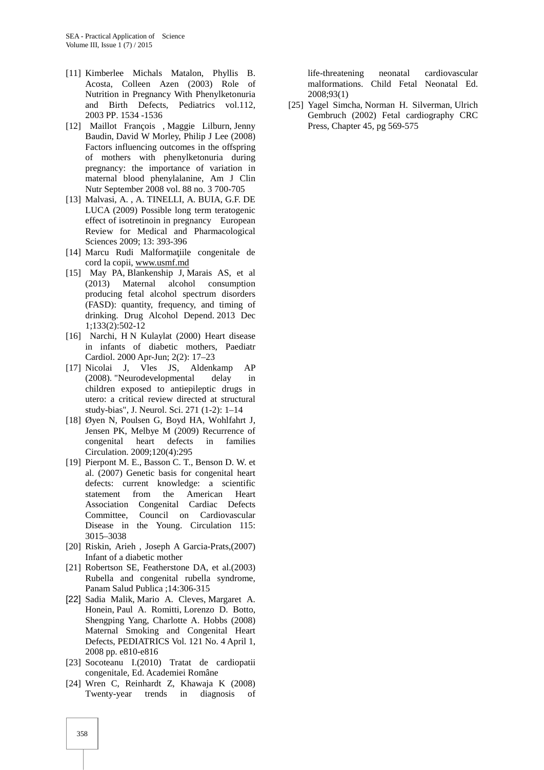[11] Kimberlee Michals Matalon, Phyllis B. Acosta, Colleen Azen (2003) Role of Nutrition in Pregnancy With Phenylketonuria and Birth Defects, Pediatrics vol.112, 2003 PP. 1534 -1536

[12] Maillot François , Maggie Lilburn, Jenny Baudin, David W Morley, Philip J Lee (2008) Factors influencing outcomes in the offspring of mothers with phenylketonuria during pregnancy: the importance of variation in maternal blood phenylalanine, Am J Clin Nutr September 2008 vol. 88 no. 3 700-705

[13] Malvasi, A. , A. TINELLI, A. BUIA, G.F. DE LUCA (2009) Possible long term teratogenic effect of isotretinoin in pregnancy European Review for Medical and Pharmacological Sciences 2009; 13: 393-396

[14] Marcu Rudi Malformaţiile congenitale de cord la copii, www.usmf.md

[15] May PA, Blankenship J, Marais AS, et al (2013) Maternal alcohol consumption producing fetal alcohol spectrum disorders (FASD): quantity, frequency, and timing of drinking. Drug Alcohol Depend. 2013 Dec 1;133(2):502-12

[16] Narchi, H N Kulaylat (2000) Heart disease in infants of diabetic mothers, Paediatr Cardiol. 2000 Apr-Jun; 2(2): 17–23

[17] Nicolai J, Vles JS, Aldenkamp AP (2008). "Neurodevelopmental delay in children exposed to antiepileptic drugs in utero: a critical review directed at structural study-bias", J. Neurol. Sci. 271 (1-2): 1–14

[18] Øyen N, Poulsen G, Boyd HA, Wohlfahrt J, Jensen PK, Melbye M (2009) Recurrence of congenital heart defects in families Circulation. 2009;120(4):295

[19] Pierpont M. E., Basson C. T., Benson D. W. et al. (2007) Genetic basis for congenital heart defects: current knowledge: a scientific statement from the American Heart Association Congenital Cardiac Defects Committee, Council on Cardiovascular Disease in the Young. Circulation 115: 3015–3038

[20] Riskin, Arieh , Joseph A Garcia-Prats,(2007) Infant of a diabetic mother

[21] Robertson SE, Featherstone DA, et al.(2003) Rubella and congenital rubella syndrome, Panam Salud Publica ;14:306-315

[22] Sadia Malik, Mario A. Cleves, Margaret A. Honein, Paul A. Romitti, Lorenzo D. Botto, Shengping Yang, Charlotte A. Hobbs (2008) Maternal Smoking and Congenital Heart Defects, PEDIATRICS Vol. 121 No. 4 April 1, 2008 pp. e810-e816

[23] Socoteanu I.(2010) Tratat de cardiopatii congenitale, Ed. Academiei Române

[24] Wren C, Reinhardt Z, Khawaja K (2008) Twenty-year trends in diagnosis of life-threatening neonatal cardiovascular malformations. Child Fetal Neonatal Ed. 2008;93(1)

[25] Yagel Simcha, Norman H. Silverman, Ulrich Gembruch (2002) Fetal cardiography CRC Press, Chapter 45, pg 569-575